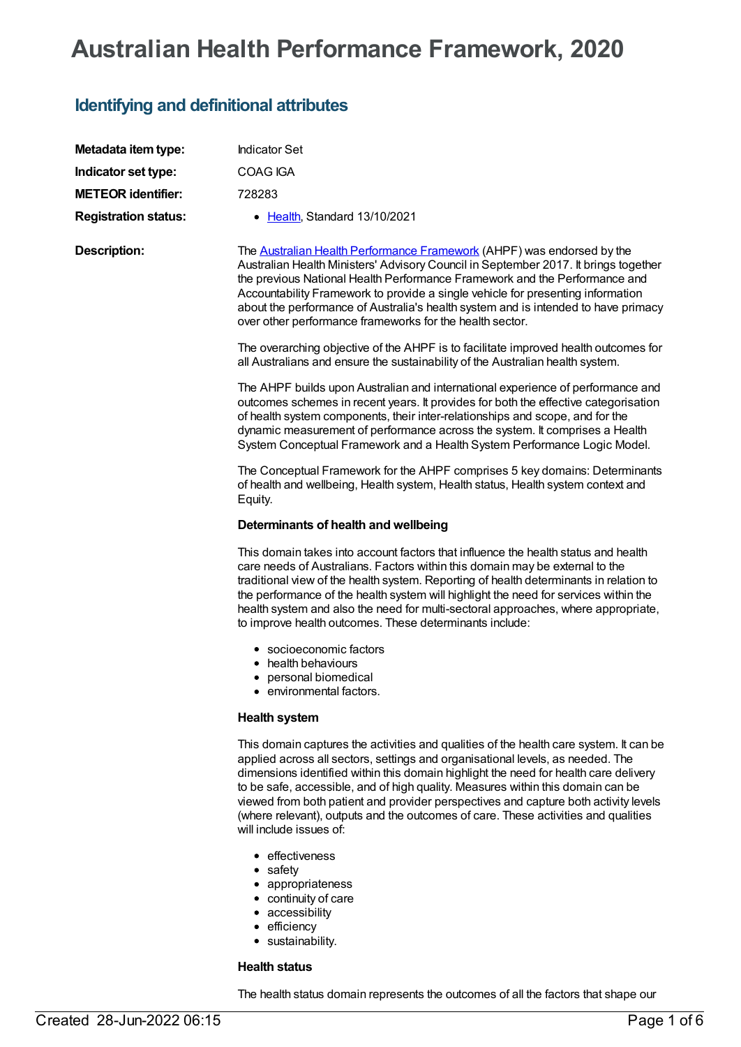# Australian Health Performance Framework, 2020

## Identifying and definitional attributes

**Metadata item type:** Indicator Set

**Indicator set type:** COAG IGA

**METEOR identifier:** 728283

**Registration status:**

- Health, Standard 13/10/2021

**Description:**

The Australian Health Performance Framework (AHPF) was endorsed by the Australian Health Ministers' Advisory Council in September 2017. It brings together the previous National Health Performance Framework and the Performance and Accountability Framework to provide a single vehicle for presenting information about the performance of Australia's health system and is intended to have primacy over other performance frameworks for the health sector.

The overarching objective of the AHPF is to facilitate improved health outcomes for all Australians and ensure the sustainability of the Australian health system.

The AHPF builds upon Australian and international experience of performance and outcomes schemes in recent years. It provides for both the effective categorisation of health system components, their inter-relationships and scope, and for the dynamic measurement of performance across the system. It comprises a Health System Conceptual Framework and a Health System Performance Logic Model.

The Conceptual Framework for the AHPF comprises 5 key domains: Determinants of health and wellbeing, Health system, Health status, Health system context and Equity.

**Determinants of health and wellbeing**

This domain takes into account factors that influence the health status and health care needs of Australians. Factors within this domain may be external to the traditional view of the health system. Reporting of health determinants in relation to the performance of the health system will highlight the need for services within the health system and also the need for multi-sectoral approaches, where appropriate, to improve health outcomes. These determinants include:

- socioeconomic factors
- health behaviours
- personal biomedical
- environmental factors.

**Health system**

This domain captures the activities and qualities of the health care system. It can be applied across all sectors, settings and organisational levels, as needed. The dimensions identified within this domain highlight the need for health care delivery to be safe, accessible, and of high quality. Measures within this domain can be viewed from both patient and provider perspectives and capture both activity levels (where relevant), outputs and the outcomes of care. These activities and qualities will include issues of:

- effectiveness
- safety
- appropriateness
- continuity of care
- accessibility
- efficiency
- sustainability.

**Health status**

The health status domain represents the outcomes of all the factors that shape our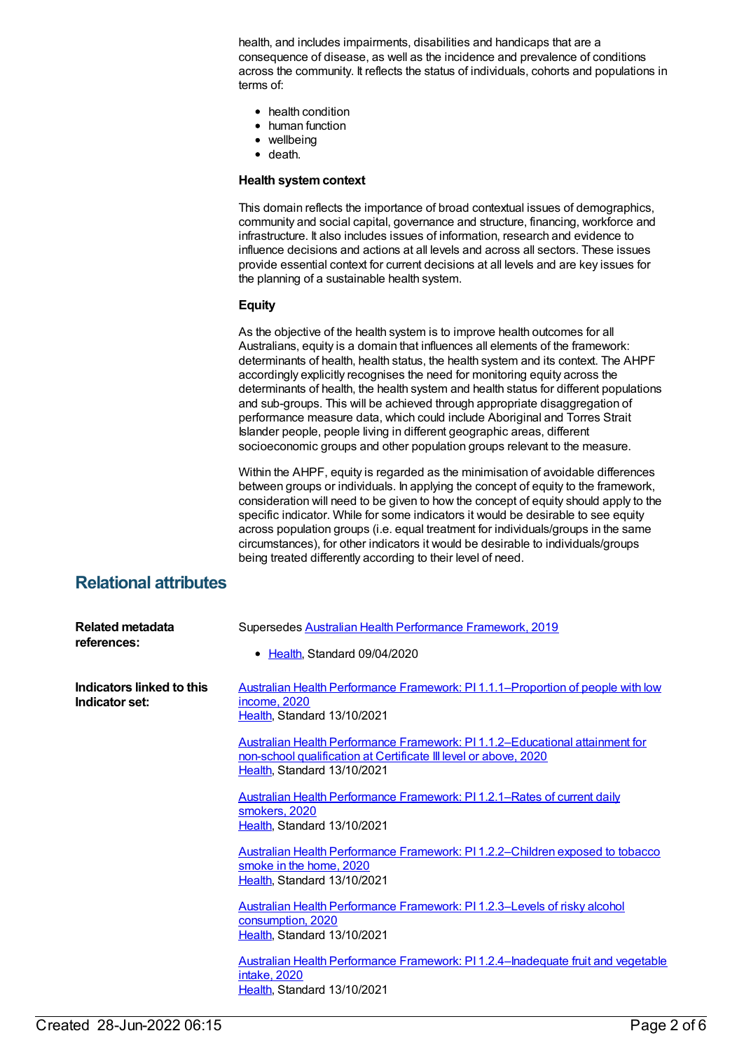health, and includes impairments, disabilities and handicaps that are a consequence of disease, as well as the incidence and prevalence of conditions across the community. It reflects the status of individuals, cohorts and populations in terms of:

- health condition
- human function
- wellbeing
- death.

**Health system context**

This domain reflects the importance of broad contextual issues of demographics, community and social capital, governance and structure, financing, workforce and infrastructure. It also includes issues of information, research and evidence to influence decisions and actions at all levels and across all sectors. These issues provide essential context for current decisions at all levels and are key issues for the planning of a sustainable health system.

**Equity**

As the objective of the health system is to improve health outcomes for all Australians, equity is a domain that influences all elements of the framework: determinants of health, health status, the health system and its context. The AHPF accordingly explicitly recognises the need for monitoring equity across the determinants of health, the health system and health status for different populations and sub-groups. This will be achieved through appropriate disaggregation of performance measure data, which could include Aboriginal and Torres Strait Islander people, people living in different geographic areas, different socioeconomic groups and other population groups relevant to the measure.

Within the AHPF, equity is regarded as the minimisation of avoidable differences between groups or individuals. In applying the concept of equity to the framework, consideration will need to be given to how the concept of equity should apply to the specific indicator. While for some indicators it would be desirable to see equity across population groups (i.e. equal treatment for individuals/groups in the same circumstances), for other indicators it would be desirable to individuals/groups being treated differently according to their level of need.

## Relational attributes

**Related metadata references:**

Supersedes Australian Health Performance Framework, 2019

- Health, Standard 09/04/2020

**Indicators linked to this Indicator set:**

Australian Health Performance Framework: PI 1.1.1–Proportion of people with low income, 2020
Health, Standard 13/10/2021

Australian Health Performance Framework: PI 1.1.2–Educational attainment for non-school qualification at Certificate III level or above, 2020
Health, Standard 13/10/2021

Australian Health Performance Framework: PI 1.2.1–Rates of current daily smokers, 2020
Health, Standard 13/10/2021

Australian Health Performance Framework: PI 1.2.2–Children exposed to tobacco smoke in the home, 2020
Health, Standard 13/10/2021

Australian Health Performance Framework: PI 1.2.3–Levels of risky alcohol consumption, 2020
Health, Standard 13/10/2021

Australian Health Performance Framework: PI 1.2.4–Inadequate fruit and vegetable intake, 2020
Health, Standard 13/10/2021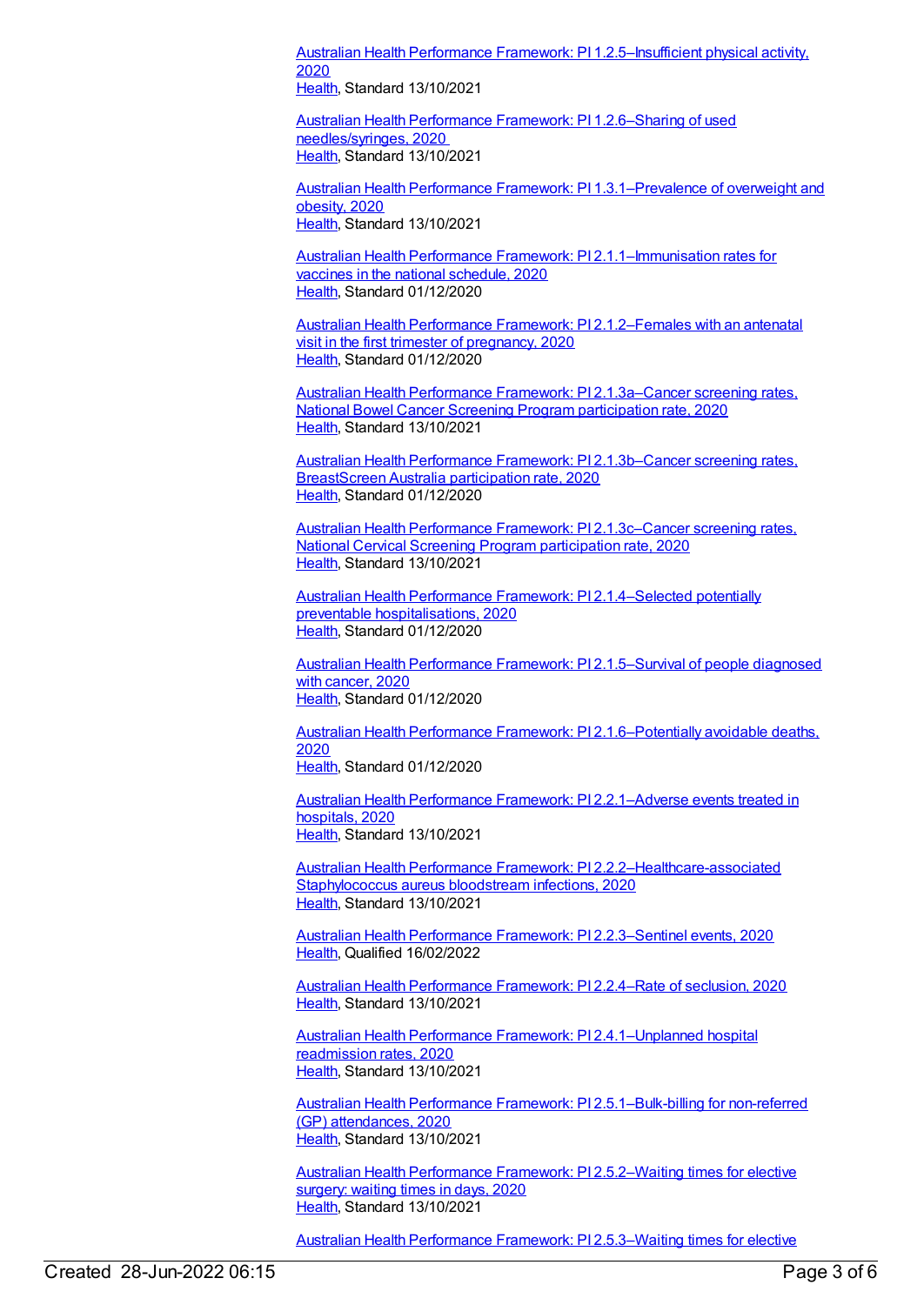Australian Health Performance Framework: PI 1.2.5–Insufficient physical activity, 2020
Health, Standard 13/10/2021

Australian Health Performance Framework: PI 1.2.6–Sharing of used needles/syringes, 2020
Health, Standard 13/10/2021

Australian Health Performance Framework: PI 1.3.1–Prevalence of overweight and obesity, 2020
Health, Standard 13/10/2021

Australian Health Performance Framework: PI 2.1.1–Immunisation rates for vaccines in the national schedule, 2020
Health, Standard 01/12/2020

Australian Health Performance Framework: PI 2.1.2–Females with an antenatal visit in the first trimester of pregnancy, 2020
Health, Standard 01/12/2020

Australian Health Performance Framework: PI 2.1.3a–Cancer screening rates, National Bowel Cancer Screening Program participation rate, 2020
Health, Standard 13/10/2021

Australian Health Performance Framework: PI 2.1.3b–Cancer screening rates, BreastScreen Australia participation rate, 2020
Health, Standard 01/12/2020

Australian Health Performance Framework: PI 2.1.3c–Cancer screening rates, National Cervical Screening Program participation rate, 2020
Health, Standard 13/10/2021

Australian Health Performance Framework: PI 2.1.4–Selected potentially preventable hospitalisations, 2020
Health, Standard 01/12/2020

Australian Health Performance Framework: PI 2.1.5–Survival of people diagnosed with cancer, 2020
Health, Standard 01/12/2020

Australian Health Performance Framework: PI 2.1.6–Potentially avoidable deaths, 2020
Health, Standard 01/12/2020

Australian Health Performance Framework: PI 2.2.1–Adverse events treated in hospitals, 2020
Health, Standard 13/10/2021

Australian Health Performance Framework: PI 2.2.2–Healthcare-associated Staphylococcus aureus bloodstream infections, 2020
Health, Standard 13/10/2021

Australian Health Performance Framework: PI 2.2.3–Sentinel events, 2020
Health, Qualified 16/02/2022

Australian Health Performance Framework: PI 2.2.4–Rate of seclusion, 2020
Health, Standard 13/10/2021

Australian Health Performance Framework: PI 2.4.1–Unplanned hospital readmission rates, 2020
Health, Standard 13/10/2021

Australian Health Performance Framework: PI 2.5.1–Bulk-billing for non-referred (GP) attendances, 2020
Health, Standard 13/10/2021

Australian Health Performance Framework: PI 2.5.2–Waiting times for elective surgery: waiting times in days, 2020
Health, Standard 13/10/2021

Australian Health Performance Framework: PI 2.5.3–Waiting times for elective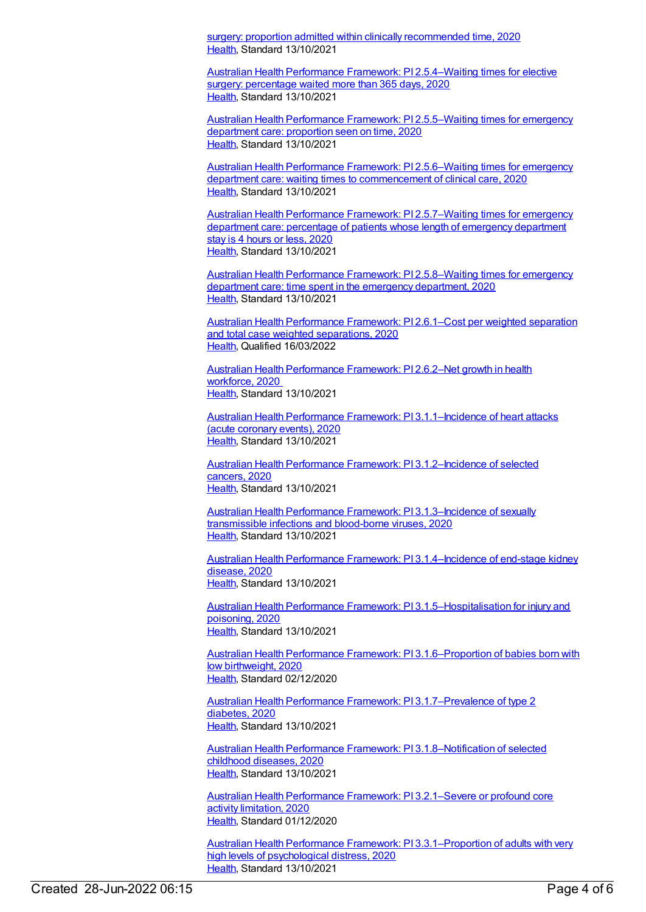surgery: proportion admitted within clinically recommended time, 2020
Health, Standard 13/10/2021

Australian Health Performance Framework: PI 2.5.4–Waiting times for elective surgery: percentage waited more than 365 days, 2020
Health, Standard 13/10/2021

Australian Health Performance Framework: PI 2.5.5–Waiting times for emergency department care: proportion seen on time, 2020
Health, Standard 13/10/2021

Australian Health Performance Framework: PI 2.5.6–Waiting times for emergency department care: waiting times to commencement of clinical care, 2020
Health, Standard 13/10/2021

Australian Health Performance Framework: PI 2.5.7–Waiting times for emergency department care: percentage of patients whose length of emergency department stay is 4 hours or less, 2020
Health, Standard 13/10/2021

Australian Health Performance Framework: PI 2.5.8–Waiting times for emergency department care: time spent in the emergency department, 2020
Health, Standard 13/10/2021

Australian Health Performance Framework: PI 2.6.1–Cost per weighted separation and total case weighted separations, 2020
Health, Qualified 16/03/2022

Australian Health Performance Framework: PI 2.6.2–Net growth in health workforce, 2020
Health, Standard 13/10/2021

Australian Health Performance Framework: PI 3.1.1–Incidence of heart attacks (acute coronary events), 2020
Health, Standard 13/10/2021

Australian Health Performance Framework: PI 3.1.2–Incidence of selected cancers, 2020
Health, Standard 13/10/2021

Australian Health Performance Framework: PI 3.1.3–Incidence of sexually transmissible infections and blood-borne viruses, 2020
Health, Standard 13/10/2021

Australian Health Performance Framework: PI 3.1.4–Incidence of end-stage kidney disease, 2020
Health, Standard 13/10/2021

Australian Health Performance Framework: PI 3.1.5–Hospitalisation for injury and poisoning, 2020
Health, Standard 13/10/2021

Australian Health Performance Framework: PI 3.1.6–Proportion of babies born with low birthweight, 2020
Health, Standard 02/12/2020

Australian Health Performance Framework: PI 3.1.7–Prevalence of type 2 diabetes, 2020
Health, Standard 13/10/2021

Australian Health Performance Framework: PI 3.1.8–Notification of selected childhood diseases, 2020
Health, Standard 13/10/2021

Australian Health Performance Framework: PI 3.2.1–Severe or profound core activity limitation, 2020
Health, Standard 01/12/2020

Australian Health Performance Framework: PI 3.3.1–Proportion of adults with very high levels of psychological distress, 2020
Health, Standard 13/10/2021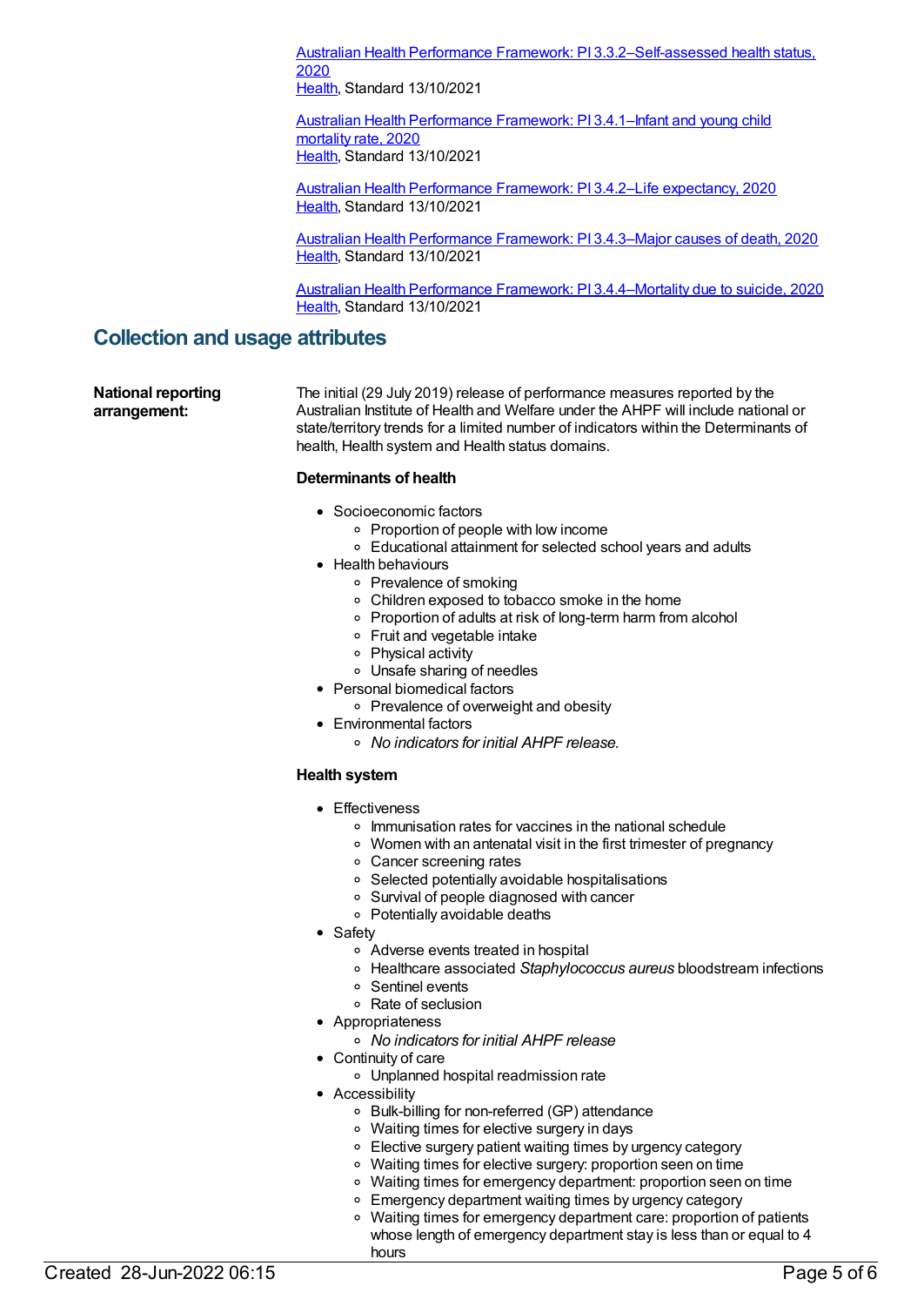[Australian Health Performance Framework: PI 3.3.2–Self-assessed health status, 2020](#)
[Health](#), Standard 13/10/2021

[Australian Health Performance Framework: PI 3.4.1–Infant and young child mortality rate, 2020](#)
[Health](#), Standard 13/10/2021

[Australian Health Performance Framework: PI 3.4.2–Life expectancy, 2020](#)
[Health](#), Standard 13/10/2021

[Australian Health Performance Framework: PI 3.4.3–Major causes of death, 2020](#)
[Health](#), Standard 13/10/2021

[Australian Health Performance Framework: PI 3.4.4–Mortality due to suicide, 2020](#)
[Health](#), Standard 13/10/2021

## Collection and usage attributes

**National reporting arrangement:**

The initial (29 July 2019) release of performance measures reported by the Australian Institute of Health and Welfare under the AHPF will include national or state/territory trends for a limited number of indicators within the Determinants of health, Health system and Health status domains.

**Determinants of health**

- Socioeconomic factors
  - Proportion of people with low income
  - Educational attainment for selected school years and adults
- Health behaviours
  - Prevalence of smoking
  - Children exposed to tobacco smoke in the home
  - Proportion of adults at risk of long-term harm from alcohol
  - Fruit and vegetable intake
  - Physical activity
  - Unsafe sharing of needles
- Personal biomedical factors
  - Prevalence of overweight and obesity
- Environmental factors
  - *No indicators for initial AHPF release.*

**Health system**

- Effectiveness
  - Immunisation rates for vaccines in the national schedule
  - Women with an antenatal visit in the first trimester of pregnancy
  - Cancer screening rates
  - Selected potentially avoidable hospitalisations
  - Survival of people diagnosed with cancer
  - Potentially avoidable deaths
- Safety
  - Adverse events treated in hospital
  - Healthcare associated *Staphylococcus aureus* bloodstream infections
  - Sentinel events
  - Rate of seclusion
- Appropriateness
  - *No indicators for initial AHPF release*
- Continuity of care
  - Unplanned hospital readmission rate
- Accessibility
  - Bulk-billing for non-referred (GP) attendance
  - Waiting times for elective surgery in days
  - Elective surgery patient waiting times by urgency category
  - Waiting times for elective surgery: proportion seen on time
  - Waiting times for emergency department: proportion seen on time
  - Emergency department waiting times by urgency category
  - Waiting times for emergency department care: proportion of patients whose length of emergency department stay is less than or equal to 4 hours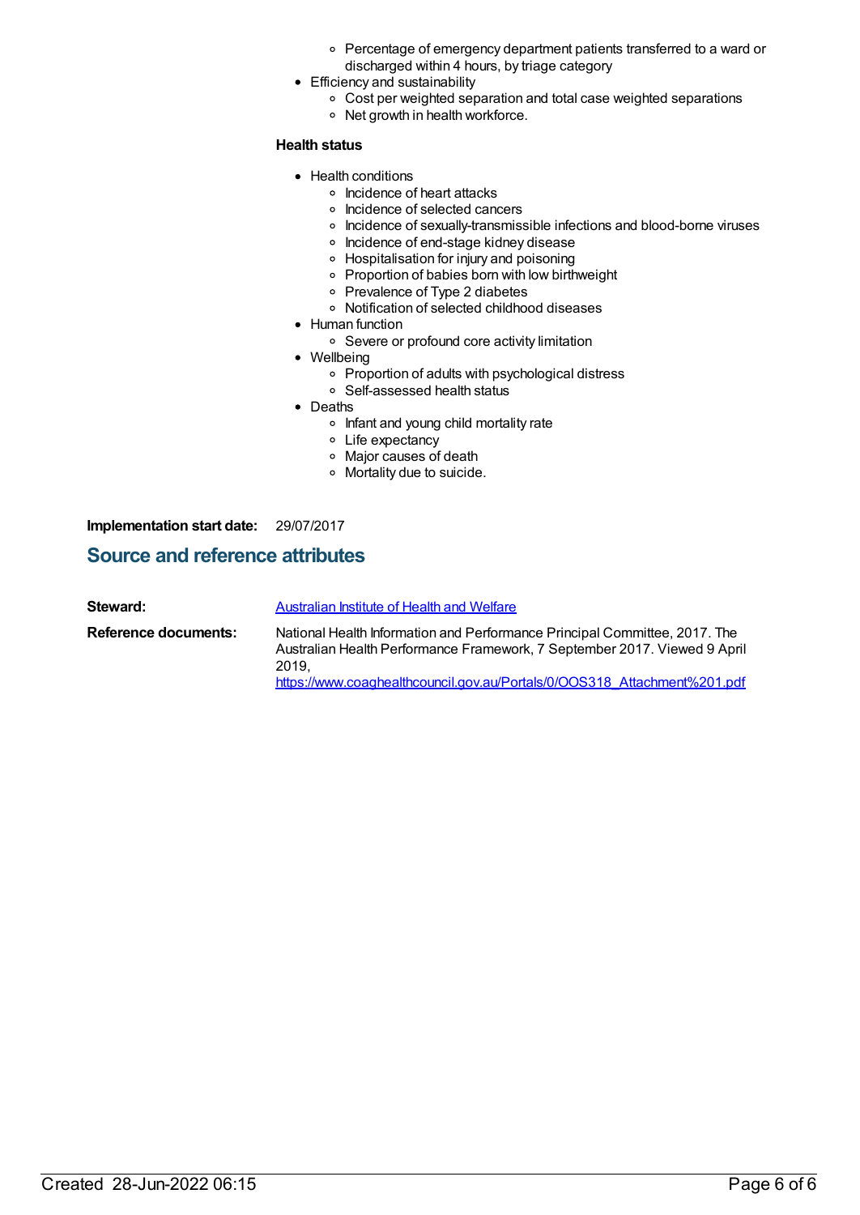- Percentage of emergency department patients transferred to a ward or discharged within 4 hours, by triage category
    - Efficiency and sustainability
        - Cost per weighted separation and total case weighted separations
        - Net growth in health workforce.

**Health status**

- Health conditions
    - Incidence of heart attacks
    - Incidence of selected cancers
    - Incidence of sexually-transmissible infections and blood-borne viruses
    - Incidence of end-stage kidney disease
    - Hospitalisation for injury and poisoning
    - Proportion of babies born with low birthweight
    - Prevalence of Type 2 diabetes
    - Notification of selected childhood diseases
- Human function
    - Severe or profound core activity limitation
- Wellbeing
    - Proportion of adults with psychological distress
    - Self-assessed health status
- Deaths
    - Infant and young child mortality rate
    - Life expectancy
    - Major causes of death
    - Mortality due to suicide.

**Implementation start date:** 29/07/2017

## Source and reference attributes

**Steward:** [Australian Institute of Health and Welfare]

**Reference documents:** National Health Information and Performance Principal Committee, 2017. The Australian Health Performance Framework, 7 September 2017. Viewed 9 April 2019, https://www.coaghealthcouncil.gov.au/Portals/0/OOS318_Attachment%201.pdf